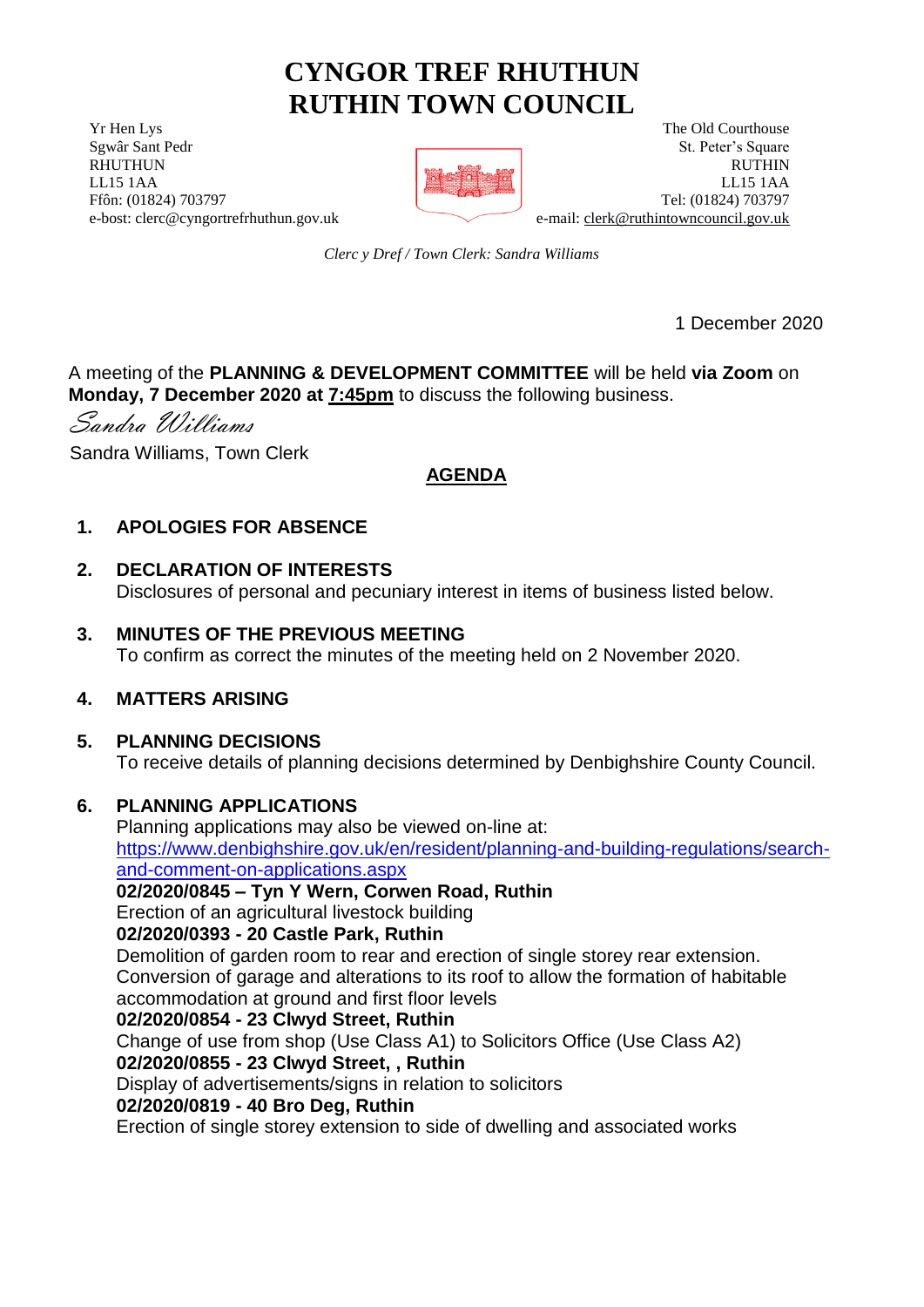# CYNGOR TREF RHUTHUN
# RUTHIN TOWN COUNCIL

Yr Hen Lys
Sgwâr Sant Pedr
RHUTHUN
LL15 1AA
Ffôn: (01824) 703797
e-bost: clerc@cyngortrefrhuthun.gov.uk

The Old Courthouse
St. Peter's Square
RUTHIN
LL15 1AA
Tel: (01824) 703797
e-mail: clerk@ruthintowncouncil.gov.uk

*Clerc y Dref / Town Clerk: Sandra Williams*

1 December 2020

A meeting of the **PLANNING & DEVELOPMENT COMMITTEE** will be held **via Zoom** on **Monday, 7 December 2020 at 7:45pm** to discuss the following business.

*Sandra Williams*

Sandra Williams, Town Clerk

**AGENDA**

1. **APOLOGIES FOR ABSENCE**

2. **DECLARATION OF INTERESTS**
   Disclosures of personal and pecuniary interest in items of business listed below.

3. **MINUTES OF THE PREVIOUS MEETING**
   To confirm as correct the minutes of the meeting held on 2 November 2020.

4. **MATTERS ARISING**

5. **PLANNING DECISIONS**
   To receive details of planning decisions determined by Denbighshire County Council.

6. **PLANNING APPLICATIONS**
   Planning applications may also be viewed on-line at:
   https://www.denbighshire.gov.uk/en/resident/planning-and-building-regulations/search-and-comment-on-applications.aspx
   **02/2020/0845 – Tyn Y Wern, Corwen Road, Ruthin**
   Erection of an agricultural livestock building
   **02/2020/0393 - 20 Castle Park, Ruthin**
   Demolition of garden room to rear and erection of single storey rear extension. Conversion of garage and alterations to its roof to allow the formation of habitable accommodation at ground and first floor levels
   **02/2020/0854 - 23 Clwyd Street, Ruthin**
   Change of use from shop (Use Class A1) to Solicitors Office (Use Class A2)
   **02/2020/0855 - 23 Clwyd Street, , Ruthin**
   Display of advertisements/signs in relation to solicitors
   **02/2020/0819 - 40 Bro Deg, Ruthin**
   Erection of single storey extension to side of dwelling and associated works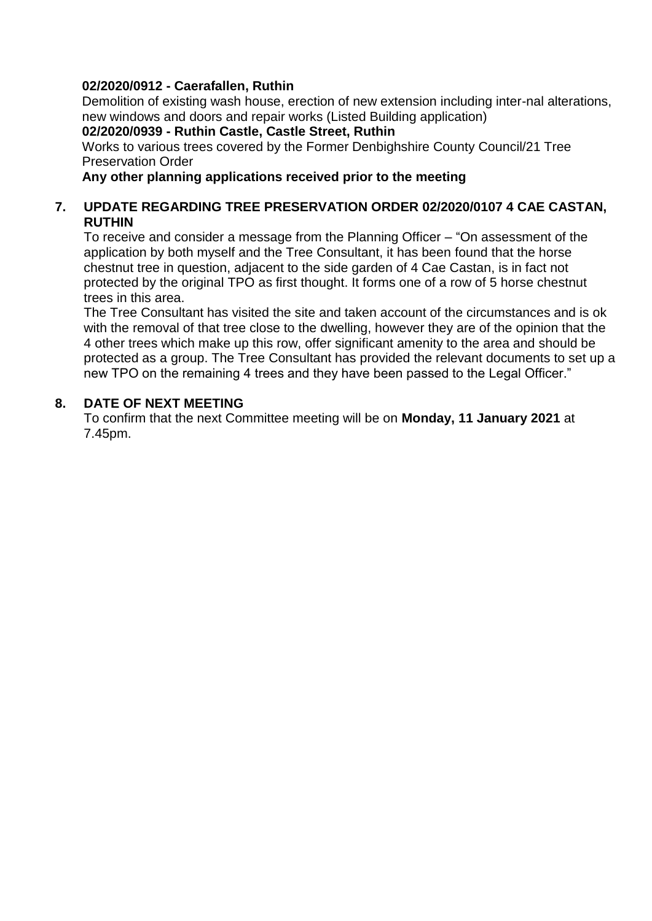**02/2020/0912 - Caerafallen, Ruthin**

Demolition of existing wash house, erection of new extension including inter-nal alterations, new windows and doors and repair works (Listed Building application)

**02/2020/0939 - Ruthin Castle, Castle Street, Ruthin**

Works to various trees covered by the Former Denbighshire County Council/21 Tree Preservation Order

**Any other planning applications received prior to the meeting**

## 7. UPDATE REGARDING TREE PRESERVATION ORDER 02/2020/0107 4 CAE CASTAN, RUTHIN

To receive and consider a message from the Planning Officer – "On assessment of the application by both myself and the Tree Consultant, it has been found that the horse chestnut tree in question, adjacent to the side garden of 4 Cae Castan, is in fact not protected by the original TPO as first thought. It forms one of a row of 5 horse chestnut trees in this area.

The Tree Consultant has visited the site and taken account of the circumstances and is ok with the removal of that tree close to the dwelling, however they are of the opinion that the 4 other trees which make up this row, offer significant amenity to the area and should be protected as a group. The Tree Consultant has provided the relevant documents to set up a new TPO on the remaining 4 trees and they have been passed to the Legal Officer."

## 8. DATE OF NEXT MEETING

To confirm that the next Committee meeting will be on **Monday, 11 January 2021** at 7.45pm.